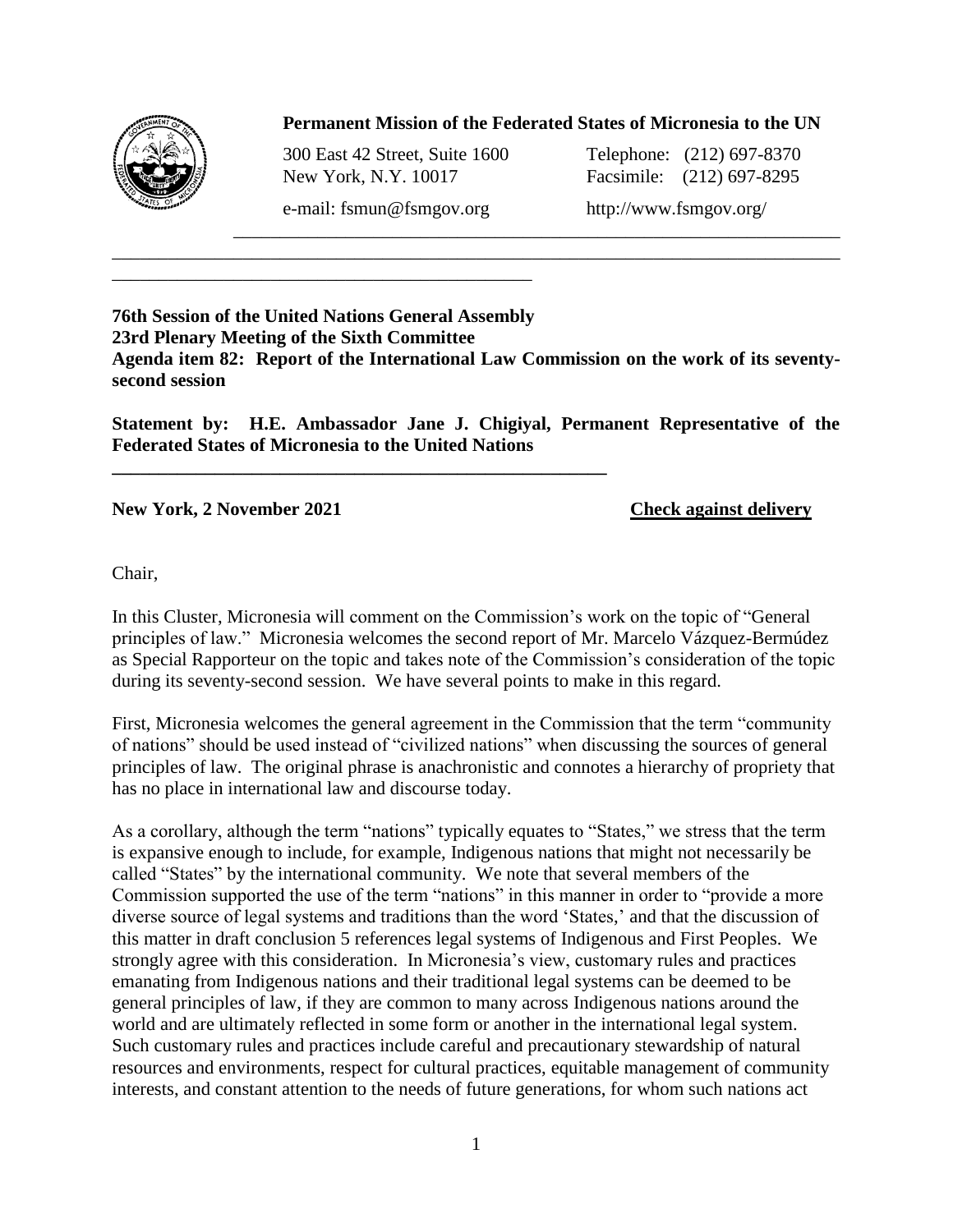**Permanent Mission of the Federated States of Micronesia to the UN**

300 East 42 Street, Suite 1600
New York, N.Y. 10017

Telephone: (212) 697-8370
Facsimile: (212) 697-8295

e-mail: fsmun@fsmgov.org

http://www.fsmgov.org/

**76th Session of the United Nations General Assembly**
**23rd Plenary Meeting of the Sixth Committee**
**Agenda item 82: Report of the International Law Commission on the work of its seventy-second session**

**Statement by: H.E. Ambassador Jane J. Chigiyal, Permanent Representative of the Federated States of Micronesia to the United Nations**

**New York, 2 November 2021** **Check against delivery**

Chair,

In this Cluster, Micronesia will comment on the Commission's work on the topic of "General principles of law." Micronesia welcomes the second report of Mr. Marcelo Vázquez-Bermúdez as Special Rapporteur on the topic and takes note of the Commission's consideration of the topic during its seventy-second session. We have several points to make in this regard.

First, Micronesia welcomes the general agreement in the Commission that the term "community of nations" should be used instead of "civilized nations" when discussing the sources of general principles of law. The original phrase is anachronistic and connotes a hierarchy of propriety that has no place in international law and discourse today.

As a corollary, although the term "nations" typically equates to "States," we stress that the term is expansive enough to include, for example, Indigenous nations that might not necessarily be called "States" by the international community. We note that several members of the Commission supported the use of the term "nations" in this manner in order to "provide a more diverse source of legal systems and traditions than the word 'States,' and that the discussion of this matter in draft conclusion 5 references legal systems of Indigenous and First Peoples. We strongly agree with this consideration. In Micronesia's view, customary rules and practices emanating from Indigenous nations and their traditional legal systems can be deemed to be general principles of law, if they are common to many across Indigenous nations around the world and are ultimately reflected in some form or another in the international legal system. Such customary rules and practices include careful and precautionary stewardship of natural resources and environments, respect for cultural practices, equitable management of community interests, and constant attention to the needs of future generations, for whom such nations act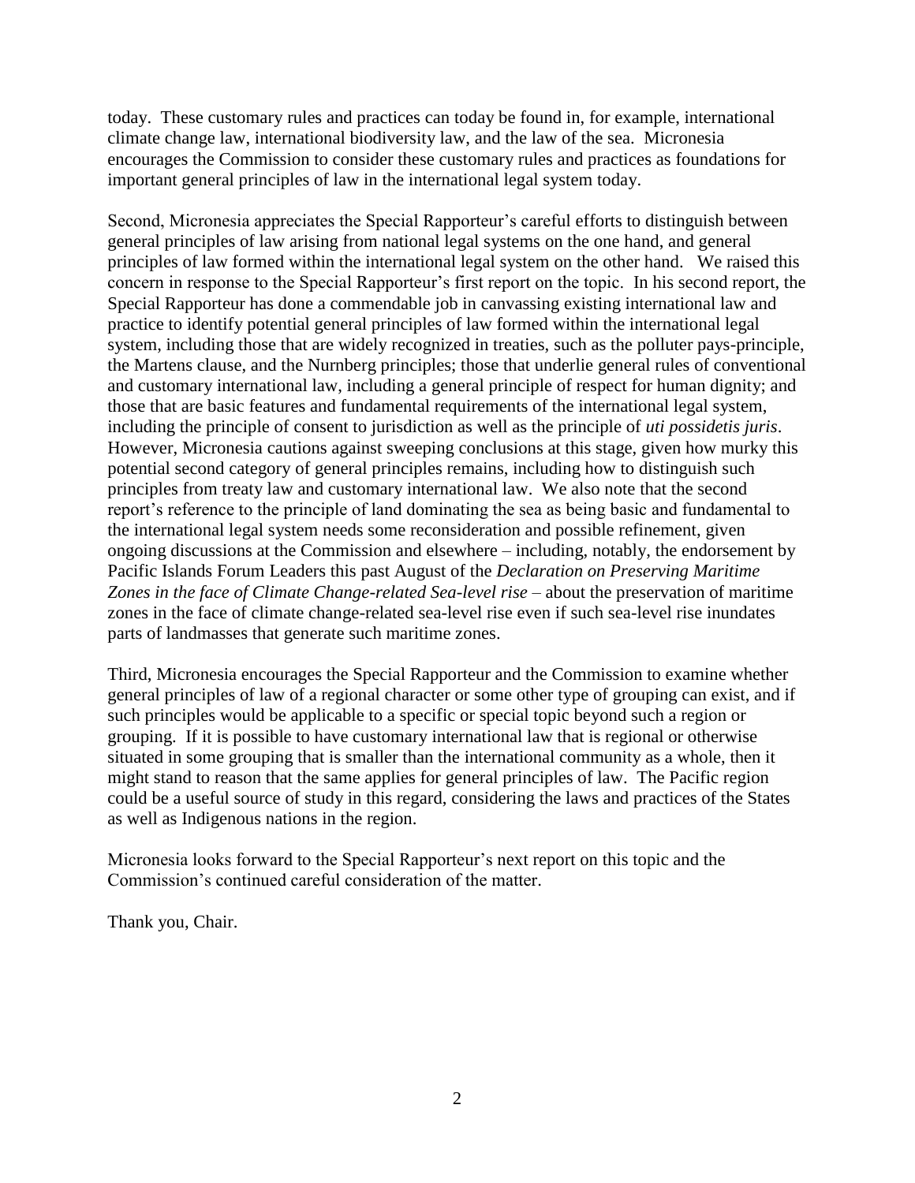today. These customary rules and practices can today be found in, for example, international climate change law, international biodiversity law, and the law of the sea. Micronesia encourages the Commission to consider these customary rules and practices as foundations for important general principles of law in the international legal system today.

Second, Micronesia appreciates the Special Rapporteur's careful efforts to distinguish between general principles of law arising from national legal systems on the one hand, and general principles of law formed within the international legal system on the other hand. We raised this concern in response to the Special Rapporteur's first report on the topic. In his second report, the Special Rapporteur has done a commendable job in canvassing existing international law and practice to identify potential general principles of law formed within the international legal system, including those that are widely recognized in treaties, such as the polluter pays-principle, the Martens clause, and the Nurnberg principles; those that underlie general rules of conventional and customary international law, including a general principle of respect for human dignity; and those that are basic features and fundamental requirements of the international legal system, including the principle of consent to jurisdiction as well as the principle of *uti possidetis juris*. However, Micronesia cautions against sweeping conclusions at this stage, given how murky this potential second category of general principles remains, including how to distinguish such principles from treaty law and customary international law. We also note that the second report's reference to the principle of land dominating the sea as being basic and fundamental to the international legal system needs some reconsideration and possible refinement, given ongoing discussions at the Commission and elsewhere – including, notably, the endorsement by Pacific Islands Forum Leaders this past August of the *Declaration on Preserving Maritime Zones in the face of Climate Change-related Sea-level rise* – about the preservation of maritime zones in the face of climate change-related sea-level rise even if such sea-level rise inundates parts of landmasses that generate such maritime zones.

Third, Micronesia encourages the Special Rapporteur and the Commission to examine whether general principles of law of a regional character or some other type of grouping can exist, and if such principles would be applicable to a specific or special topic beyond such a region or grouping. If it is possible to have customary international law that is regional or otherwise situated in some grouping that is smaller than the international community as a whole, then it might stand to reason that the same applies for general principles of law. The Pacific region could be a useful source of study in this regard, considering the laws and practices of the States as well as Indigenous nations in the region.

Micronesia looks forward to the Special Rapporteur's next report on this topic and the Commission's continued careful consideration of the matter.

Thank you, Chair.